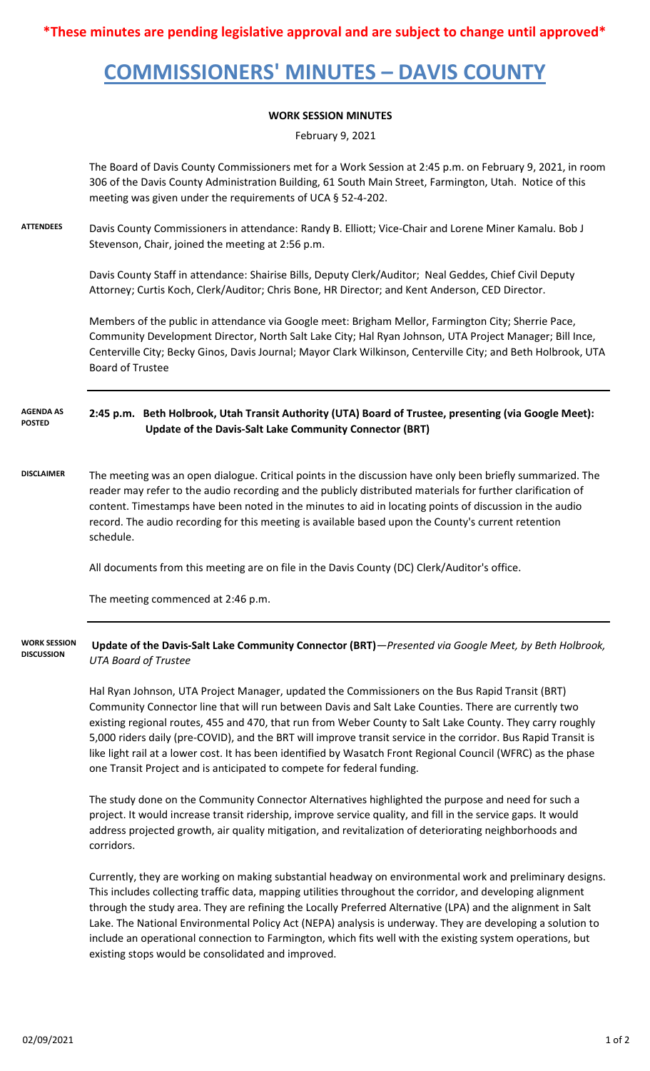**\*These minutes are pending legislative approval and are subject to change until approved\***

# COMMISSIONERS' MINUTES – DAVIS COUNTY

**WORK SESSION MINUTES**

February 9, 2021

The Board of Davis County Commissioners met for a Work Session at 2:45 p.m. on February 9, 2021, in room 306 of the Davis County Administration Building, 61 South Main Street, Farmington, Utah. Notice of this meeting was given under the requirements of UCA § 52-4-202.

**ATTENDEES**

Davis County Commissioners in attendance: Randy B. Elliott; Vice-Chair and Lorene Miner Kamalu. Bob J Stevenson, Chair, joined the meeting at 2:56 p.m.

Davis County Staff in attendance: Shairise Bills, Deputy Clerk/Auditor; Neal Geddes, Chief Civil Deputy Attorney; Curtis Koch, Clerk/Auditor; Chris Bone, HR Director; and Kent Anderson, CED Director.

Members of the public in attendance via Google meet: Brigham Mellor, Farmington City; Sherrie Pace, Community Development Director, North Salt Lake City; Hal Ryan Johnson, UTA Project Manager; Bill Ince, Centerville City; Becky Ginos, Davis Journal; Mayor Clark Wilkinson, Centerville City; and Beth Holbrook, UTA Board of Trustee

**AGENDA AS POSTED**

**2:45 p.m. Beth Holbrook, Utah Transit Authority (UTA) Board of Trustee, presenting (via Google Meet): Update of the Davis-Salt Lake Community Connector (BRT)**

**DISCLAIMER**

The meeting was an open dialogue. Critical points in the discussion have only been briefly summarized. The reader may refer to the audio recording and the publicly distributed materials for further clarification of content. Timestamps have been noted in the minutes to aid in locating points of discussion in the audio record. The audio recording for this meeting is available based upon the County's current retention schedule.

All documents from this meeting are on file in the Davis County (DC) Clerk/Auditor's office.

The meeting commenced at 2:46 p.m.

**WORK SESSION DISCUSSION**

**Update of the Davis-Salt Lake Community Connector (BRT)**—*Presented via Google Meet, by Beth Holbrook, UTA Board of Trustee*

Hal Ryan Johnson, UTA Project Manager, updated the Commissioners on the Bus Rapid Transit (BRT) Community Connector line that will run between Davis and Salt Lake Counties. There are currently two existing regional routes, 455 and 470, that run from Weber County to Salt Lake County. They carry roughly 5,000 riders daily (pre-COVID), and the BRT will improve transit service in the corridor. Bus Rapid Transit is like light rail at a lower cost. It has been identified by Wasatch Front Regional Council (WFRC) as the phase one Transit Project and is anticipated to compete for federal funding.

The study done on the Community Connector Alternatives highlighted the purpose and need for such a project. It would increase transit ridership, improve service quality, and fill in the service gaps. It would address projected growth, air quality mitigation, and revitalization of deteriorating neighborhoods and corridors.

Currently, they are working on making substantial headway on environmental work and preliminary designs. This includes collecting traffic data, mapping utilities throughout the corridor, and developing alignment through the study area. They are refining the Locally Preferred Alternative (LPA) and the alignment in Salt Lake. The National Environmental Policy Act (NEPA) analysis is underway. They are developing a solution to include an operational connection to Farmington, which fits well with the existing system operations, but existing stops would be consolidated and improved.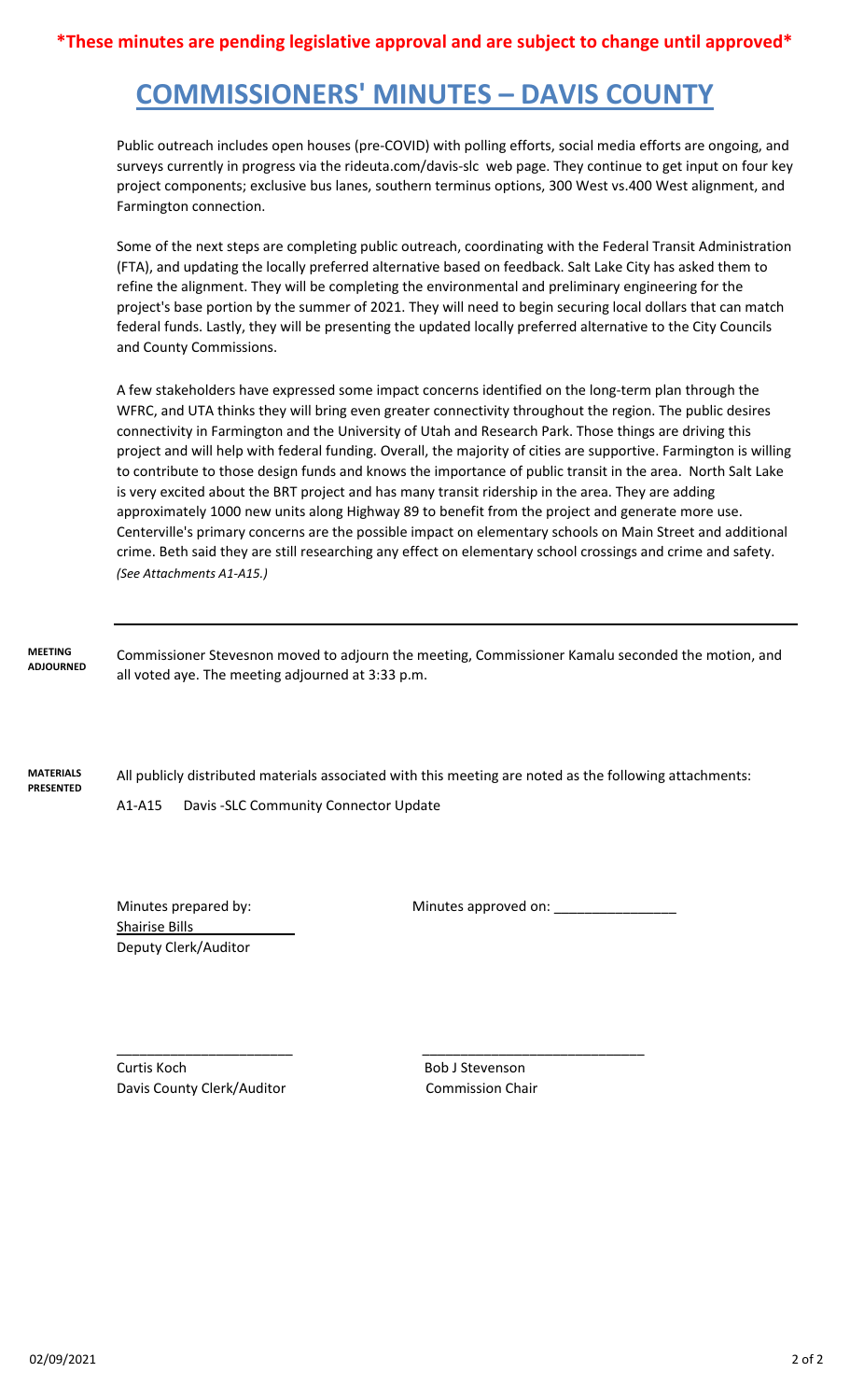**\*These minutes are pending legislative approval and are subject to change until approved\***

# COMMISSIONERS' MINUTES – DAVIS COUNTY

Public outreach includes open houses (pre-COVID) with polling efforts, social media efforts are ongoing, and surveys currently in progress via the rideuta.com/davis-slc web page. They continue to get input on four key project components; exclusive bus lanes, southern terminus options, 300 West vs.400 West alignment, and Farmington connection.

Some of the next steps are completing public outreach, coordinating with the Federal Transit Administration (FTA), and updating the locally preferred alternative based on feedback. Salt Lake City has asked them to refine the alignment. They will be completing the environmental and preliminary engineering for the project's base portion by the summer of 2021. They will need to begin securing local dollars that can match federal funds. Lastly, they will be presenting the updated locally preferred alternative to the City Councils and County Commissions.

A few stakeholders have expressed some impact concerns identified on the long-term plan through the WFRC, and UTA thinks they will bring even greater connectivity throughout the region. The public desires connectivity in Farmington and the University of Utah and Research Park. Those things are driving this project and will help with federal funding. Overall, the majority of cities are supportive. Farmington is willing to contribute to those design funds and knows the importance of public transit in the area. North Salt Lake is very excited about the BRT project and has many transit ridership in the area. They are adding approximately 1000 new units along Highway 89 to benefit from the project and generate more use. Centerville's primary concerns are the possible impact on elementary schools on Main Street and additional crime. Beth said they are still researching any effect on elementary school crossings and crime and safety. *(See Attachments A1-A15.)*

---

**MEETING ADJOURNED**

Commissioner Stevesnon moved to adjourn the meeting, Commissioner Kamalu seconded the motion, and all voted aye. The meeting adjourned at 3:33 p.m.

**MATERIALS PRESENTED**

All publicly distributed materials associated with this meeting are noted as the following attachments:

A1-A15 Davis -SLC Community Connector Update

Minutes prepared by:
Shairise Bills
Deputy Clerk/Auditor

Minutes approved on: ________________

_______________________
Curtis Koch
Davis County Clerk/Auditor

_____________________________
Bob J Stevenson
Commission Chair

02/09/2021